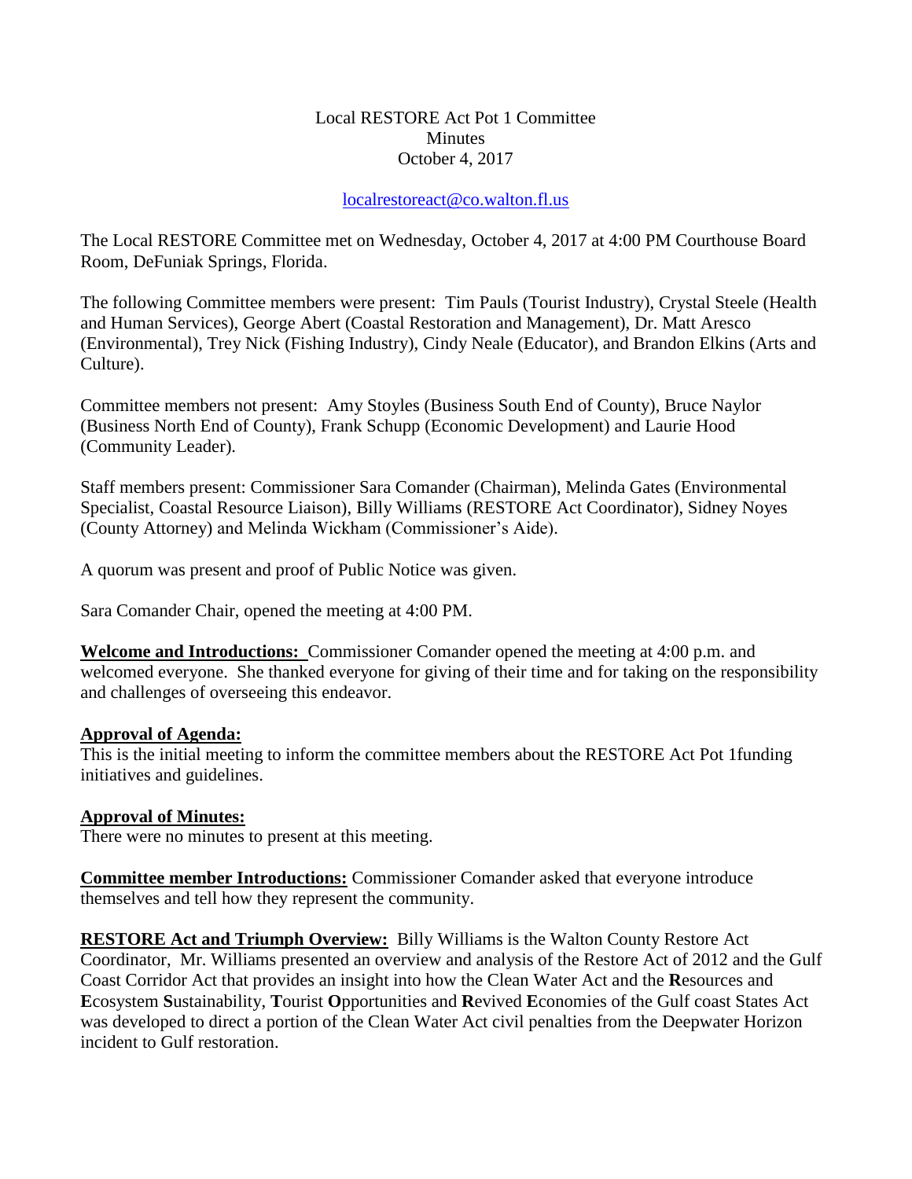Local RESTORE Act Pot 1 Committee
Minutes
October 4, 2017

localrestoreact@co.walton.fl.us

The Local RESTORE Committee met on Wednesday, October 4, 2017 at 4:00 PM Courthouse Board Room, DeFuniak Springs, Florida.

The following Committee members were present: Tim Pauls (Tourist Industry), Crystal Steele (Health and Human Services), George Abert (Coastal Restoration and Management), Dr. Matt Aresco (Environmental), Trey Nick (Fishing Industry), Cindy Neale (Educator), and Brandon Elkins (Arts and Culture).

Committee members not present: Amy Stoyles (Business South End of County), Bruce Naylor (Business North End of County), Frank Schupp (Economic Development) and Laurie Hood (Community Leader).

Staff members present: Commissioner Sara Comander (Chairman), Melinda Gates (Environmental Specialist, Coastal Resource Liaison), Billy Williams (RESTORE Act Coordinator), Sidney Noyes (County Attorney) and Melinda Wickham (Commissioner's Aide).

A quorum was present and proof of Public Notice was given.

Sara Comander Chair, opened the meeting at 4:00 PM.

**Welcome and Introductions:** Commissioner Comander opened the meeting at 4:00 p.m. and welcomed everyone. She thanked everyone for giving of their time and for taking on the responsibility and challenges of overseeing this endeavor.

**Approval of Agenda:**
This is the initial meeting to inform the committee members about the RESTORE Act Pot 1funding initiatives and guidelines.

**Approval of Minutes:**
There were no minutes to present at this meeting.

**Committee member Introductions:** Commissioner Comander asked that everyone introduce themselves and tell how they represent the community.

**RESTORE Act and Triumph Overview:** Billy Williams is the Walton County Restore Act Coordinator, Mr. Williams presented an overview and analysis of the Restore Act of 2012 and the Gulf Coast Corridor Act that provides an insight into how the Clean Water Act and the **R**esources and **E**cosystem **S**ustainability, **T**ourist **O**pportunities and **R**evived **E**conomies of the Gulf coast States Act was developed to direct a portion of the Clean Water Act civil penalties from the Deepwater Horizon incident to Gulf restoration.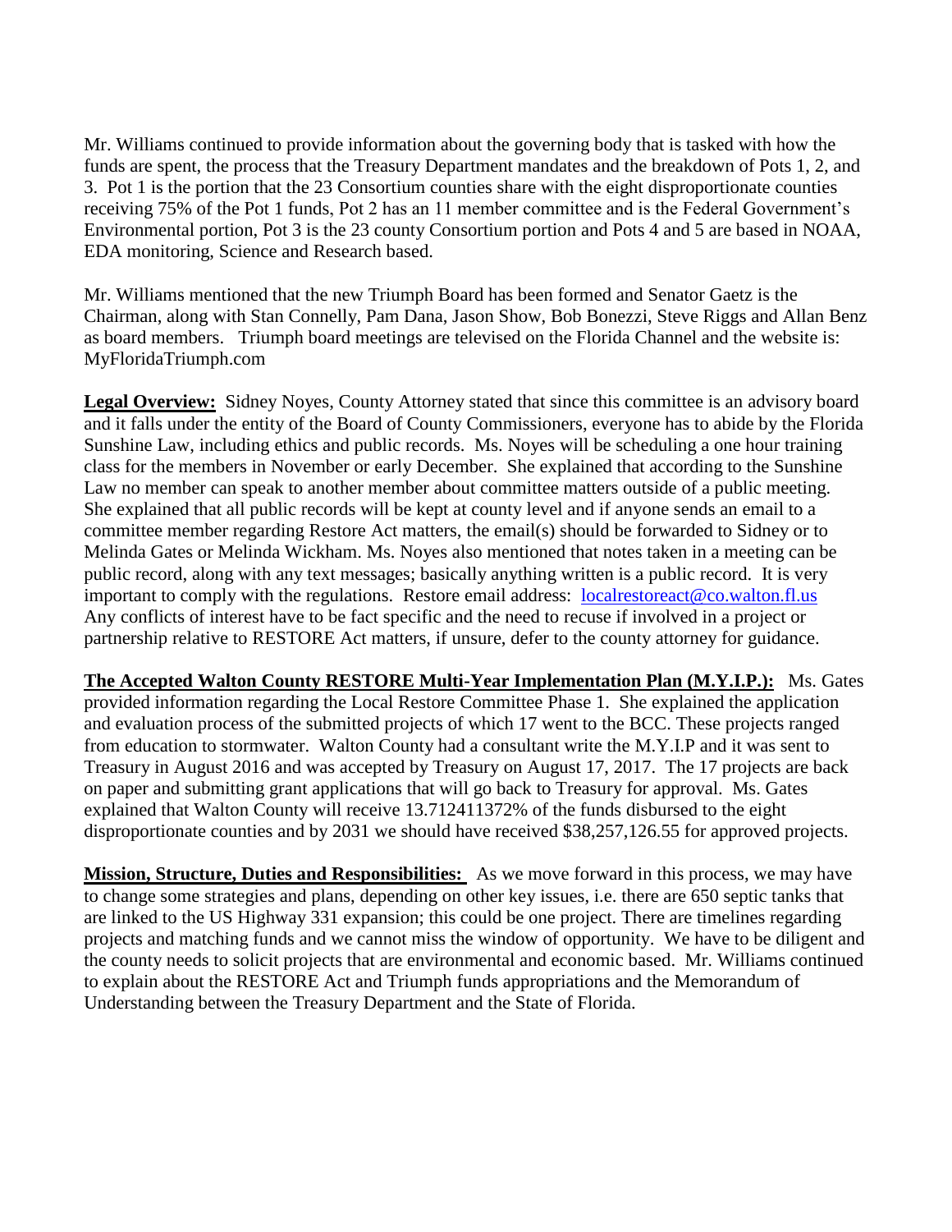Mr. Williams continued to provide information about the governing body that is tasked with how the funds are spent, the process that the Treasury Department mandates and the breakdown of Pots 1, 2, and 3. Pot 1 is the portion that the 23 Consortium counties share with the eight disproportionate counties receiving 75% of the Pot 1 funds, Pot 2 has an 11 member committee and is the Federal Government's Environmental portion, Pot 3 is the 23 county Consortium portion and Pots 4 and 5 are based in NOAA, EDA monitoring, Science and Research based.

Mr. Williams mentioned that the new Triumph Board has been formed and Senator Gaetz is the Chairman, along with Stan Connelly, Pam Dana, Jason Show, Bob Bonezzi, Steve Riggs and Allan Benz as board members. Triumph board meetings are televised on the Florida Channel and the website is: MyFloridaTriumph.com

**Legal Overview:** Sidney Noyes, County Attorney stated that since this committee is an advisory board and it falls under the entity of the Board of County Commissioners, everyone has to abide by the Florida Sunshine Law, including ethics and public records. Ms. Noyes will be scheduling a one hour training class for the members in November or early December. She explained that according to the Sunshine Law no member can speak to another member about committee matters outside of a public meeting. She explained that all public records will be kept at county level and if anyone sends an email to a committee member regarding Restore Act matters, the email(s) should be forwarded to Sidney or to Melinda Gates or Melinda Wickham. Ms. Noyes also mentioned that notes taken in a meeting can be public record, along with any text messages; basically anything written is a public record. It is very important to comply with the regulations. Restore email address: localrestoreact@co.walton.fl.us Any conflicts of interest have to be fact specific and the need to recuse if involved in a project or partnership relative to RESTORE Act matters, if unsure, defer to the county attorney for guidance.

**The Accepted Walton County RESTORE Multi-Year Implementation Plan (M.Y.I.P.):** Ms. Gates provided information regarding the Local Restore Committee Phase 1. She explained the application and evaluation process of the submitted projects of which 17 went to the BCC. These projects ranged from education to stormwater. Walton County had a consultant write the M.Y.I.P and it was sent to Treasury in August 2016 and was accepted by Treasury on August 17, 2017. The 17 projects are back on paper and submitting grant applications that will go back to Treasury for approval. Ms. Gates explained that Walton County will receive 13.712411372% of the funds disbursed to the eight disproportionate counties and by 2031 we should have received $38,257,126.55 for approved projects.

**Mission, Structure, Duties and Responsibilities:** As we move forward in this process, we may have to change some strategies and plans, depending on other key issues, i.e. there are 650 septic tanks that are linked to the US Highway 331 expansion; this could be one project. There are timelines regarding projects and matching funds and we cannot miss the window of opportunity. We have to be diligent and the county needs to solicit projects that are environmental and economic based. Mr. Williams continued to explain about the RESTORE Act and Triumph funds appropriations and the Memorandum of Understanding between the Treasury Department and the State of Florida.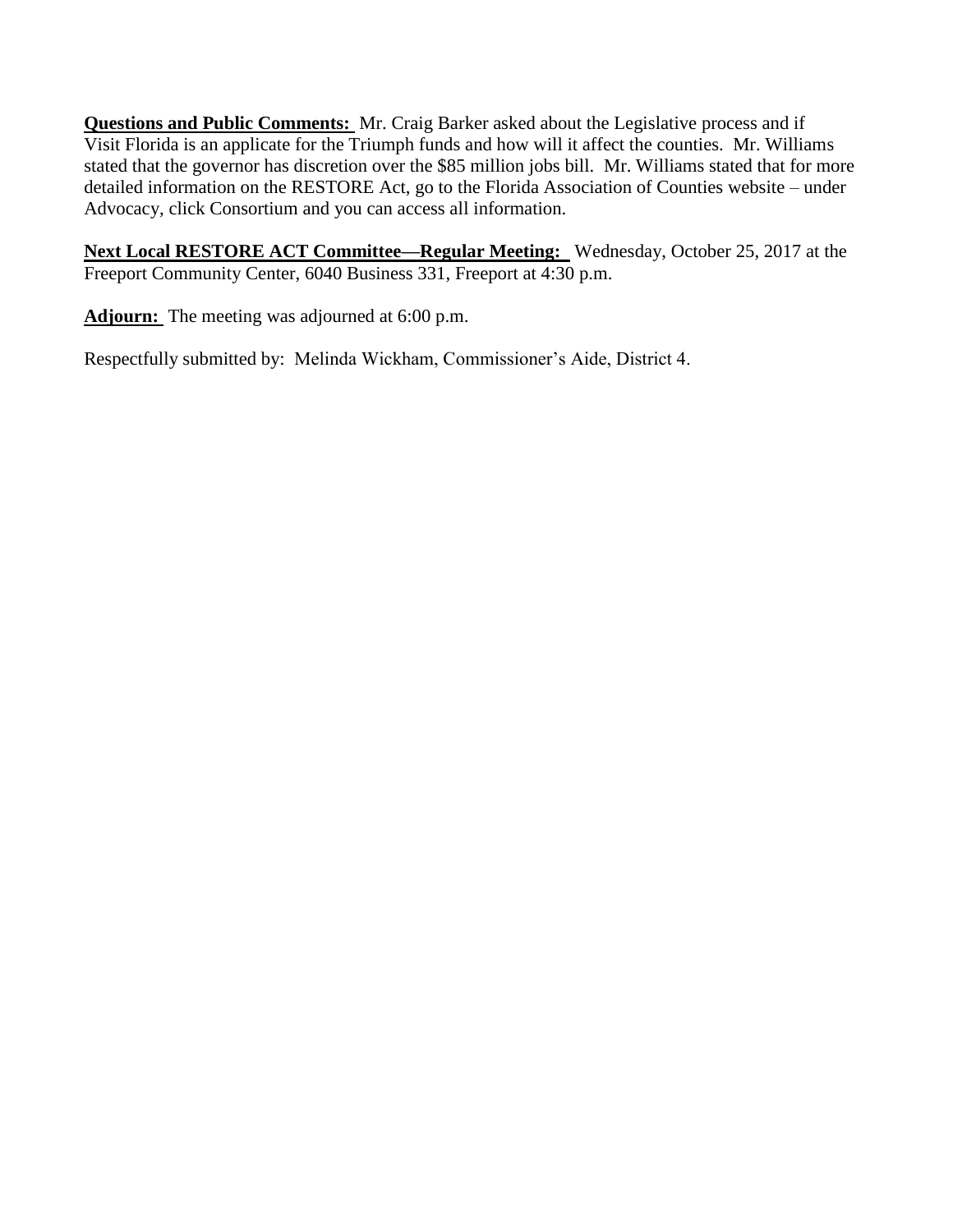**Questions and Public Comments:** Mr. Craig Barker asked about the Legislative process and if Visit Florida is an applicate for the Triumph funds and how will it affect the counties. Mr. Williams stated that the governor has discretion over the $85 million jobs bill. Mr. Williams stated that for more detailed information on the RESTORE Act, go to the Florida Association of Counties website – under Advocacy, click Consortium and you can access all information.

**Next Local RESTORE ACT Committee—Regular Meeting:** Wednesday, October 25, 2017 at the Freeport Community Center, 6040 Business 331, Freeport at 4:30 p.m.

**Adjourn:** The meeting was adjourned at 6:00 p.m.

Respectfully submitted by: Melinda Wickham, Commissioner's Aide, District 4.